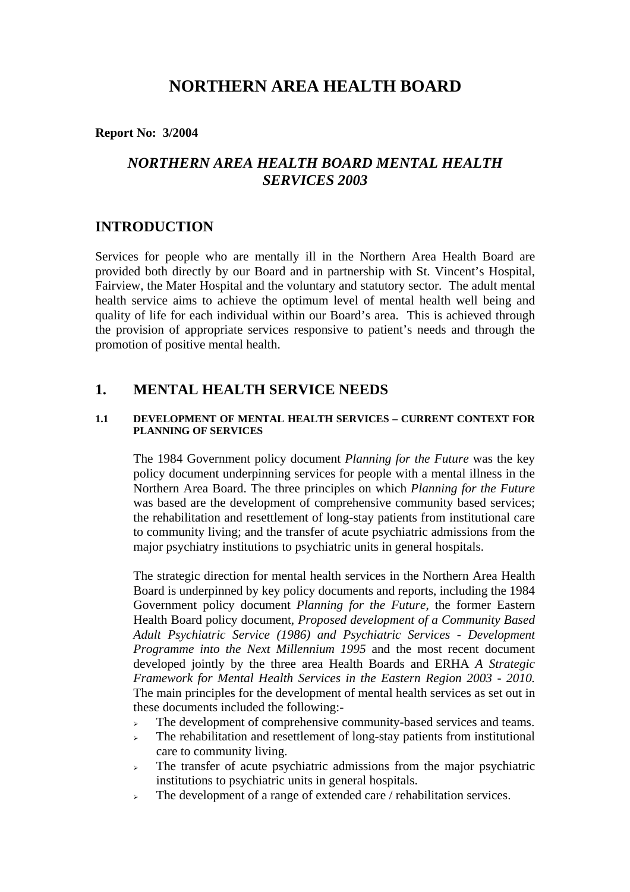# NORTHERN AREA HEALTH BOARD

**Report No: 3/2004**

## *NORTHERN AREA HEALTH BOARD MENTAL HEALTH SERVICES 2003*

## INTRODUCTION

Services for people who are mentally ill in the Northern Area Health Board are provided both directly by our Board and in partnership with St. Vincent's Hospital, Fairview, the Mater Hospital and the voluntary and statutory sector. The adult mental health service aims to achieve the optimum level of mental health well being and quality of life for each individual within our Board's area. This is achieved through the provision of appropriate services responsive to patient's needs and through the promotion of positive mental health.

## 1. MENTAL HEALTH SERVICE NEEDS

#### 1.1 DEVELOPMENT OF MENTAL HEALTH SERVICES – CURRENT CONTEXT FOR PLANNING OF SERVICES

The 1984 Government policy document *Planning for the Future* was the key policy document underpinning services for people with a mental illness in the Northern Area Board. The three principles on which *Planning for the Future* was based are the development of comprehensive community based services; the rehabilitation and resettlement of long-stay patients from institutional care to community living; and the transfer of acute psychiatric admissions from the major psychiatry institutions to psychiatric units in general hospitals.

The strategic direction for mental health services in the Northern Area Health Board is underpinned by key policy documents and reports, including the 1984 Government policy document *Planning for the Future*, the former Eastern Health Board policy document, *Proposed development of a Community Based Adult Psychiatric Service (1986) and Psychiatric Services - Development Programme into the Next Millennium 1995* and the most recent document developed jointly by the three area Health Boards and ERHA *A Strategic Framework for Mental Health Services in the Eastern Region 2003 - 2010.* The main principles for the development of mental health services as set out in these documents included the following:-

- The development of comprehensive community-based services and teams.
- The rehabilitation and resettlement of long-stay patients from institutional care to community living.
- The transfer of acute psychiatric admissions from the major psychiatric institutions to psychiatric units in general hospitals.
- The development of a range of extended care / rehabilitation services.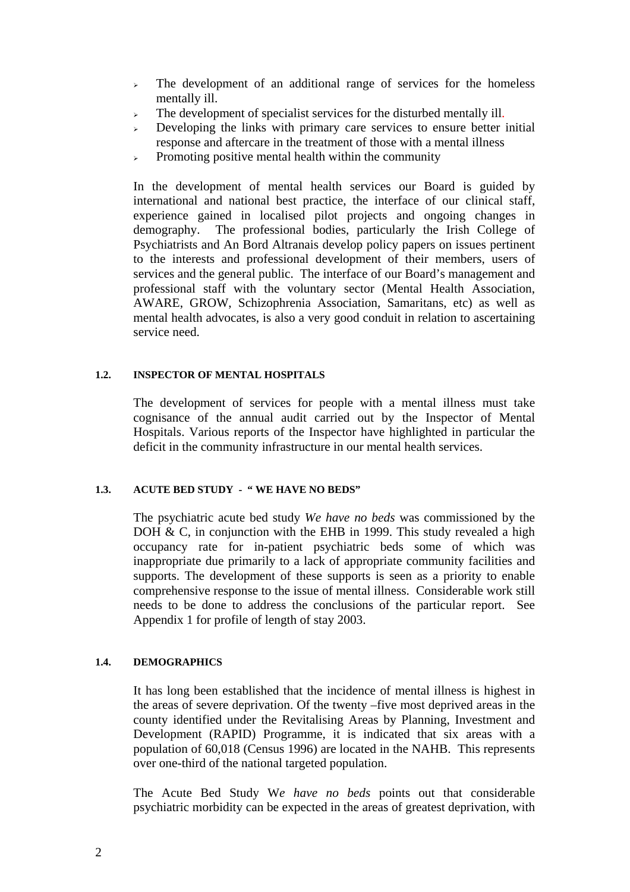- The development of an additional range of services for the homeless mentally ill.
- The development of specialist services for the disturbed mentally ill.
- Developing the links with primary care services to ensure better initial response and aftercare in the treatment of those with a mental illness
- Promoting positive mental health within the community

In the development of mental health services our Board is guided by international and national best practice, the interface of our clinical staff, experience gained in localised pilot projects and ongoing changes in demography. The professional bodies, particularly the Irish College of Psychiatrists and An Bord Altranais develop policy papers on issues pertinent to the interests and professional development of their members, users of services and the general public. The interface of our Board's management and professional staff with the voluntary sector (Mental Health Association, AWARE, GROW, Schizophrenia Association, Samaritans, etc) as well as mental health advocates, is also a very good conduit in relation to ascertaining service need.

#### 1.2. INSPECTOR OF MENTAL HOSPITALS

The development of services for people with a mental illness must take cognisance of the annual audit carried out by the Inspector of Mental Hospitals. Various reports of the Inspector have highlighted in particular the deficit in the community infrastructure in our mental health services.

#### 1.3. ACUTE BED STUDY - " WE HAVE NO BEDS"

The psychiatric acute bed study *We have no beds* was commissioned by the DOH & C, in conjunction with the EHB in 1999. This study revealed a high occupancy rate for in-patient psychiatric beds some of which was inappropriate due primarily to a lack of appropriate community facilities and supports. The development of these supports is seen as a priority to enable comprehensive response to the issue of mental illness. Considerable work still needs to be done to address the conclusions of the particular report. See Appendix 1 for profile of length of stay 2003.

#### 1.4. DEMOGRAPHICS

It has long been established that the incidence of mental illness is highest in the areas of severe deprivation. Of the twenty –five most deprived areas in the county identified under the Revitalising Areas by Planning, Investment and Development (RAPID) Programme, it is indicated that six areas with a population of 60,018 (Census 1996) are located in the NAHB. This represents over one-third of the national targeted population.

The Acute Bed Study W*e have no beds* points out that considerable psychiatric morbidity can be expected in the areas of greatest deprivation, with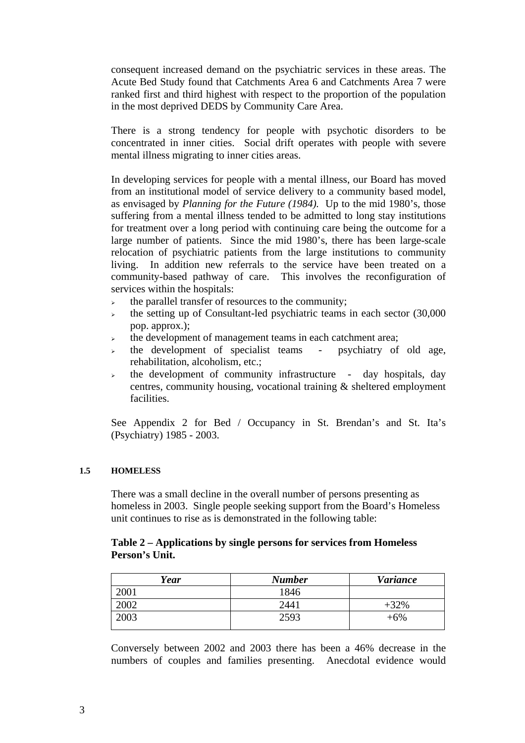consequent increased demand on the psychiatric services in these areas. The Acute Bed Study found that Catchments Area 6 and Catchments Area 7 were ranked first and third highest with respect to the proportion of the population in the most deprived DEDS by Community Care Area.

There is a strong tendency for people with psychotic disorders to be concentrated in inner cities. Social drift operates with people with severe mental illness migrating to inner cities areas.

In developing services for people with a mental illness, our Board has moved from an institutional model of service delivery to a community based model, as envisaged by *Planning for the Future (1984).* Up to the mid 1980's, those suffering from a mental illness tended to be admitted to long stay institutions for treatment over a long period with continuing care being the outcome for a large number of patients. Since the mid 1980's, there has been large-scale relocation of psychiatric patients from the large institutions to community living. In addition new referrals to the service have been treated on a community-based pathway of care. This involves the reconfiguration of services within the hospitals:

- the parallel transfer of resources to the community;
- the setting up of Consultant-led psychiatric teams in each sector (30,000 pop. approx.);
- the development of management teams in each catchment area;
- the development of specialist teams - psychiatry of old age, rehabilitation, alcoholism, etc.;
- the development of community infrastructure - day hospitals, day centres, community housing, vocational training & sheltered employment facilities.

See Appendix 2 for Bed / Occupancy in St. Brendan's and St. Ita's (Psychiatry) 1985 - 2003.

### 1.5 HOMELESS

There was a small decline in the overall number of persons presenting as homeless in 2003. Single people seeking support from the Board's Homeless unit continues to rise as is demonstrated in the following table:

**Table 2 – Applications by single persons for services from Homeless Person's Unit.**

| *Year* | *Number* | *Variance* |
|---|---|---|
| 2001 | 1846 | |
| 2002 | 2441 | +32% |
| 2003 | 2593 | +6% |

Conversely between 2002 and 2003 there has been a 46% decrease in the numbers of couples and families presenting. Anecdotal evidence would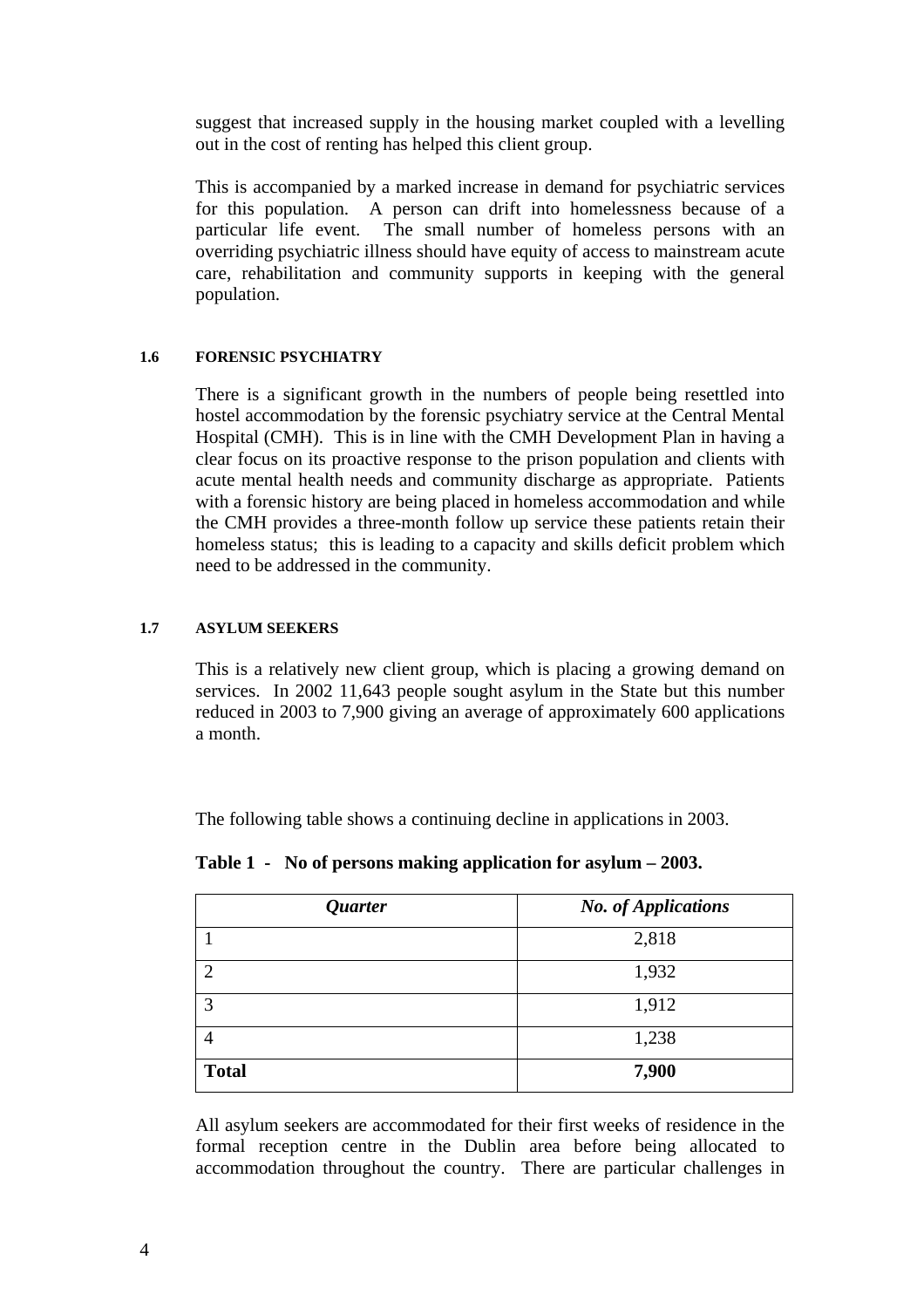suggest that increased supply in the housing market coupled with a levelling out in the cost of renting has helped this client group.

This is accompanied by a marked increase in demand for psychiatric services for this population. A person can drift into homelessness because of a particular life event. The small number of homeless persons with an overriding psychiatric illness should have equity of access to mainstream acute care, rehabilitation and community supports in keeping with the general population.

### 1.6 FORENSIC PSYCHIATRY

There is a significant growth in the numbers of people being resettled into hostel accommodation by the forensic psychiatry service at the Central Mental Hospital (CMH). This is in line with the CMH Development Plan in having a clear focus on its proactive response to the prison population and clients with acute mental health needs and community discharge as appropriate. Patients with a forensic history are being placed in homeless accommodation and while the CMH provides a three-month follow up service these patients retain their homeless status; this is leading to a capacity and skills deficit problem which need to be addressed in the community.

### 1.7 ASYLUM SEEKERS

This is a relatively new client group, which is placing a growing demand on services. In 2002 11,643 people sought asylum in the State but this number reduced in 2003 to 7,900 giving an average of approximately 600 applications a month.

The following table shows a continuing decline in applications in 2003.

**Table 1 - No of persons making application for asylum – 2003.**

| ***Quarter*** | ***No. of Applications*** |
|---|---|
| 1 | 2,818 |
| 2 | 1,932 |
| 3 | 1,912 |
| 4 | 1,238 |
| **Total** | **7,900** |

All asylum seekers are accommodated for their first weeks of residence in the formal reception centre in the Dublin area before being allocated to accommodation throughout the country. There are particular challenges in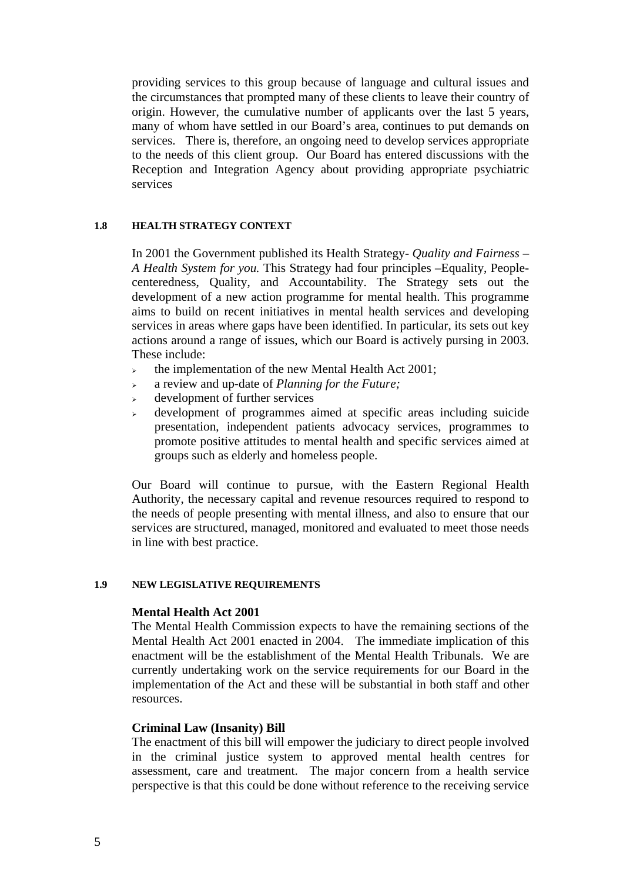providing services to this group because of language and cultural issues and the circumstances that prompted many of these clients to leave their country of origin. However, the cumulative number of applicants over the last 5 years, many of whom have settled in our Board's area, continues to put demands on services. There is, therefore, an ongoing need to develop services appropriate to the needs of this client group. Our Board has entered discussions with the Reception and Integration Agency about providing appropriate psychiatric services

### 1.8 HEALTH STRATEGY CONTEXT

In 2001 the Government published its Health Strategy- *Quality and Fairness – A Health System for you.* This Strategy had four principles –Equality, People-centeredness, Quality, and Accountability. The Strategy sets out the development of a new action programme for mental health. This programme aims to build on recent initiatives in mental health services and developing services in areas where gaps have been identified. In particular, its sets out key actions around a range of issues, which our Board is actively pursing in 2003. These include:

- the implementation of the new Mental Health Act 2001;
- a review and up-date of *Planning for the Future;*
- development of further services
- development of programmes aimed at specific areas including suicide presentation, independent patients advocacy services, programmes to promote positive attitudes to mental health and specific services aimed at groups such as elderly and homeless people.

Our Board will continue to pursue, with the Eastern Regional Health Authority, the necessary capital and revenue resources required to respond to the needs of people presenting with mental illness, and also to ensure that our services are structured, managed, monitored and evaluated to meet those needs in line with best practice.

### 1.9 NEW LEGISLATIVE REQUIREMENTS

**Mental Health Act 2001**

The Mental Health Commission expects to have the remaining sections of the Mental Health Act 2001 enacted in 2004. The immediate implication of this enactment will be the establishment of the Mental Health Tribunals. We are currently undertaking work on the service requirements for our Board in the implementation of the Act and these will be substantial in both staff and other resources.

**Criminal Law (Insanity) Bill**

The enactment of this bill will empower the judiciary to direct people involved in the criminal justice system to approved mental health centres for assessment, care and treatment. The major concern from a health service perspective is that this could be done without reference to the receiving service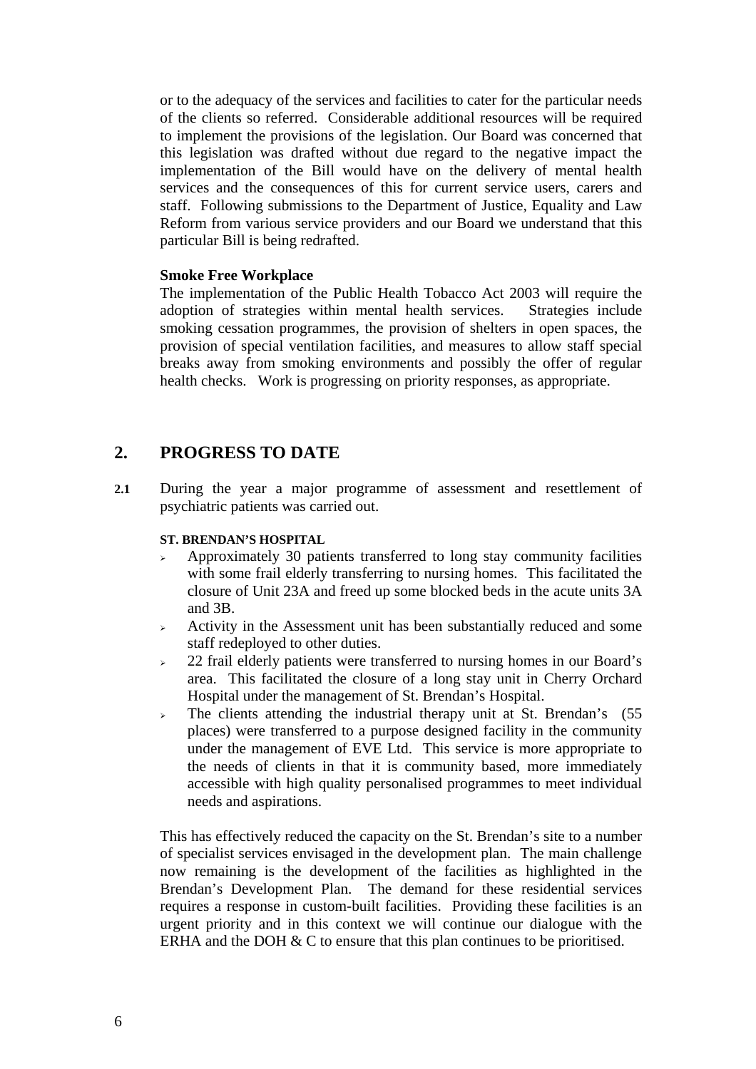or to the adequacy of the services and facilities to cater for the particular needs of the clients so referred. Considerable additional resources will be required to implement the provisions of the legislation. Our Board was concerned that this legislation was drafted without due regard to the negative impact the implementation of the Bill would have on the delivery of mental health services and the consequences of this for current service users, carers and staff. Following submissions to the Department of Justice, Equality and Law Reform from various service providers and our Board we understand that this particular Bill is being redrafted.

**Smoke Free Workplace**

The implementation of the Public Health Tobacco Act 2003 will require the adoption of strategies within mental health services. Strategies include smoking cessation programmes, the provision of shelters in open spaces, the provision of special ventilation facilities, and measures to allow staff special breaks away from smoking environments and possibly the offer of regular health checks. Work is progressing on priority responses, as appropriate.

## 2. PROGRESS TO DATE

**2.1** During the year a major programme of assessment and resettlement of psychiatric patients was carried out.

**ST. BRENDAN'S HOSPITAL**

- Approximately 30 patients transferred to long stay community facilities with some frail elderly transferring to nursing homes. This facilitated the closure of Unit 23A and freed up some blocked beds in the acute units 3A and 3B.
- Activity in the Assessment unit has been substantially reduced and some staff redeployed to other duties.
- 22 frail elderly patients were transferred to nursing homes in our Board's area. This facilitated the closure of a long stay unit in Cherry Orchard Hospital under the management of St. Brendan's Hospital.
- The clients attending the industrial therapy unit at St. Brendan's (55 places) were transferred to a purpose designed facility in the community under the management of EVE Ltd. This service is more appropriate to the needs of clients in that it is community based, more immediately accessible with high quality personalised programmes to meet individual needs and aspirations.

This has effectively reduced the capacity on the St. Brendan's site to a number of specialist services envisaged in the development plan. The main challenge now remaining is the development of the facilities as highlighted in the Brendan's Development Plan. The demand for these residential services requires a response in custom-built facilities. Providing these facilities is an urgent priority and in this context we will continue our dialogue with the ERHA and the DOH & C to ensure that this plan continues to be prioritised.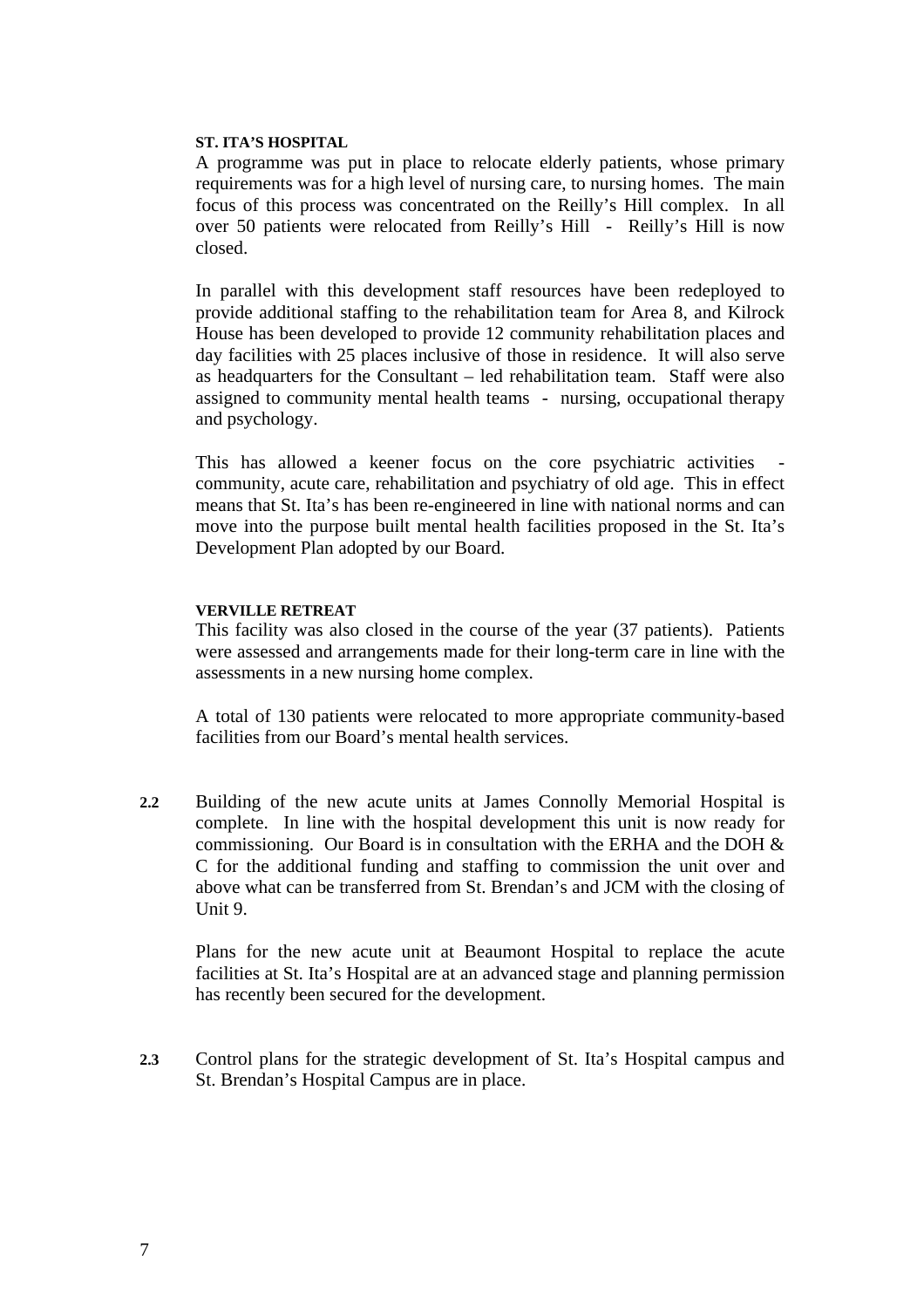**ST. ITA'S HOSPITAL**

A programme was put in place to relocate elderly patients, whose primary requirements was for a high level of nursing care, to nursing homes. The main focus of this process was concentrated on the Reilly's Hill complex. In all over 50 patients were relocated from Reilly's Hill - Reilly's Hill is now closed.

In parallel with this development staff resources have been redeployed to provide additional staffing to the rehabilitation team for Area 8, and Kilrock House has been developed to provide 12 community rehabilitation places and day facilities with 25 places inclusive of those in residence. It will also serve as headquarters for the Consultant – led rehabilitation team. Staff were also assigned to community mental health teams - nursing, occupational therapy and psychology.

This has allowed a keener focus on the core psychiatric activities - community, acute care, rehabilitation and psychiatry of old age. This in effect means that St. Ita's has been re-engineered in line with national norms and can move into the purpose built mental health facilities proposed in the St. Ita's Development Plan adopted by our Board.

**VERVILLE RETREAT**

This facility was also closed in the course of the year (37 patients). Patients were assessed and arrangements made for their long-term care in line with the assessments in a new nursing home complex.

A total of 130 patients were relocated to more appropriate community-based facilities from our Board's mental health services.

**2.2** Building of the new acute units at James Connolly Memorial Hospital is complete. In line with the hospital development this unit is now ready for commissioning. Our Board is in consultation with the ERHA and the DOH & C for the additional funding and staffing to commission the unit over and above what can be transferred from St. Brendan's and JCM with the closing of Unit 9.

Plans for the new acute unit at Beaumont Hospital to replace the acute facilities at St. Ita's Hospital are at an advanced stage and planning permission has recently been secured for the development.

**2.3** Control plans for the strategic development of St. Ita's Hospital campus and St. Brendan's Hospital Campus are in place.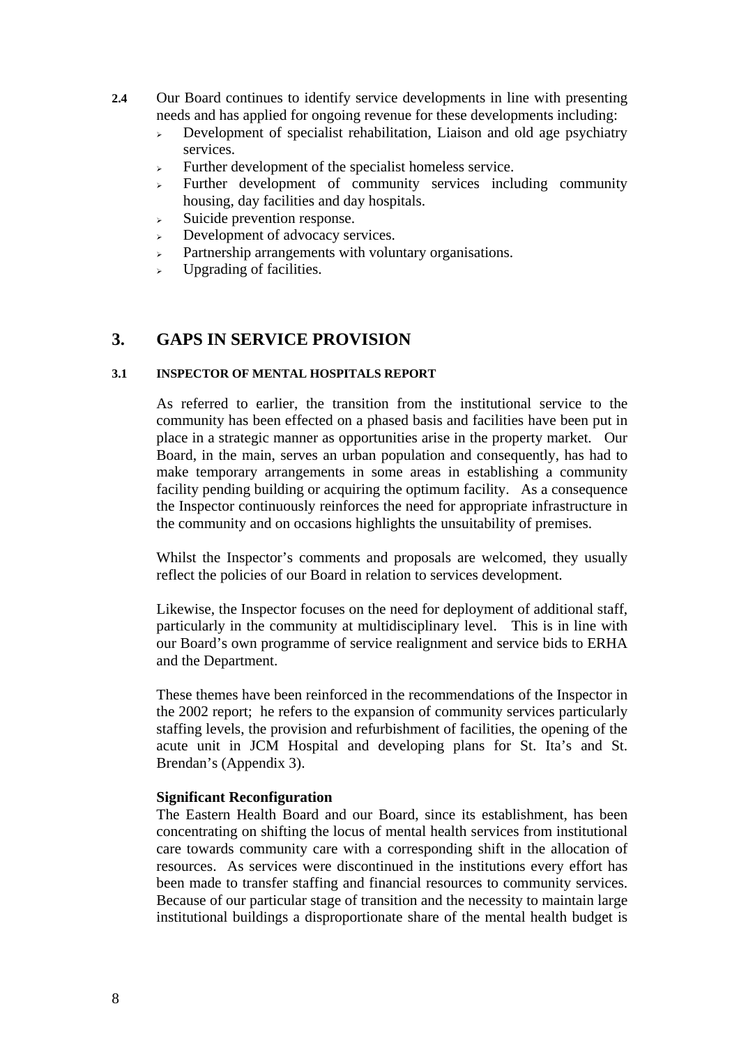**2.4** Our Board continues to identify service developments in line with presenting needs and has applied for ongoing revenue for these developments including:

- Development of specialist rehabilitation, Liaison and old age psychiatry services.
- Further development of the specialist homeless service.
- Further development of community services including community housing, day facilities and day hospitals.
- Suicide prevention response.
- Development of advocacy services.
- Partnership arrangements with voluntary organisations.
- Upgrading of facilities.

## 3. GAPS IN SERVICE PROVISION

### 3.1 INSPECTOR OF MENTAL HOSPITALS REPORT

As referred to earlier, the transition from the institutional service to the community has been effected on a phased basis and facilities have been put in place in a strategic manner as opportunities arise in the property market. Our Board, in the main, serves an urban population and consequently, has had to make temporary arrangements in some areas in establishing a community facility pending building or acquiring the optimum facility. As a consequence the Inspector continuously reinforces the need for appropriate infrastructure in the community and on occasions highlights the unsuitability of premises.

Whilst the Inspector's comments and proposals are welcomed, they usually reflect the policies of our Board in relation to services development.

Likewise, the Inspector focuses on the need for deployment of additional staff, particularly in the community at multidisciplinary level. This is in line with our Board's own programme of service realignment and service bids to ERHA and the Department.

These themes have been reinforced in the recommendations of the Inspector in the 2002 report; he refers to the expansion of community services particularly staffing levels, the provision and refurbishment of facilities, the opening of the acute unit in JCM Hospital and developing plans for St. Ita's and St. Brendan's (Appendix 3).

**Significant Reconfiguration**

The Eastern Health Board and our Board, since its establishment, has been concentrating on shifting the locus of mental health services from institutional care towards community care with a corresponding shift in the allocation of resources. As services were discontinued in the institutions every effort has been made to transfer staffing and financial resources to community services. Because of our particular stage of transition and the necessity to maintain large institutional buildings a disproportionate share of the mental health budget is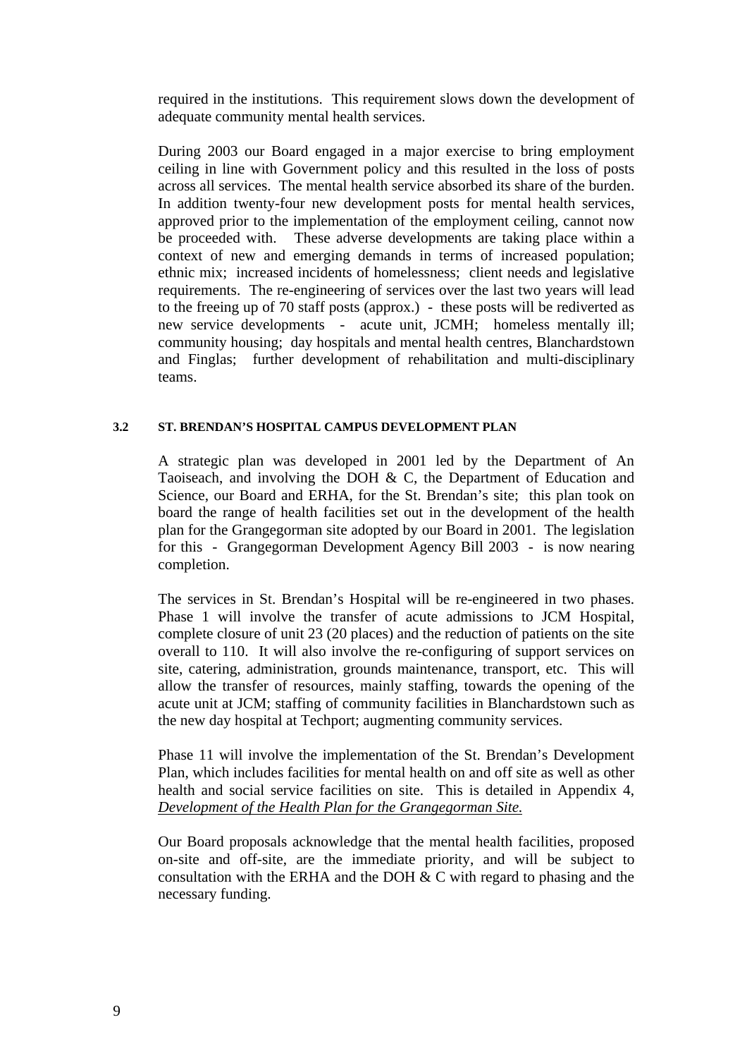required in the institutions. This requirement slows down the development of adequate community mental health services.

During 2003 our Board engaged in a major exercise to bring employment ceiling in line with Government policy and this resulted in the loss of posts across all services. The mental health service absorbed its share of the burden. In addition twenty-four new development posts for mental health services, approved prior to the implementation of the employment ceiling, cannot now be proceeded with. These adverse developments are taking place within a context of new and emerging demands in terms of increased population; ethnic mix; increased incidents of homelessness; client needs and legislative requirements. The re-engineering of services over the last two years will lead to the freeing up of 70 staff posts (approx.) - these posts will be rediverted as new service developments - acute unit, JCMH; homeless mentally ill; community housing; day hospitals and mental health centres, Blanchardstown and Finglas; further development of rehabilitation and multi-disciplinary teams.

### 3.2 ST. BRENDAN'S HOSPITAL CAMPUS DEVELOPMENT PLAN

A strategic plan was developed in 2001 led by the Department of An Taoiseach, and involving the DOH & C, the Department of Education and Science, our Board and ERHA, for the St. Brendan's site; this plan took on board the range of health facilities set out in the development of the health plan for the Grangegorman site adopted by our Board in 2001. The legislation for this - Grangegorman Development Agency Bill 2003 - is now nearing completion.

The services in St. Brendan's Hospital will be re-engineered in two phases. Phase 1 will involve the transfer of acute admissions to JCM Hospital, complete closure of unit 23 (20 places) and the reduction of patients on the site overall to 110. It will also involve the re-configuring of support services on site, catering, administration, grounds maintenance, transport, etc. This will allow the transfer of resources, mainly staffing, towards the opening of the acute unit at JCM; staffing of community facilities in Blanchardstown such as the new day hospital at Techport; augmenting community services.

Phase 11 will involve the implementation of the St. Brendan's Development Plan, which includes facilities for mental health on and off site as well as other health and social service facilities on site. This is detailed in Appendix 4, *Development of the Health Plan for the Grangegorman Site.*

Our Board proposals acknowledge that the mental health facilities, proposed on-site and off-site, are the immediate priority, and will be subject to consultation with the ERHA and the DOH & C with regard to phasing and the necessary funding.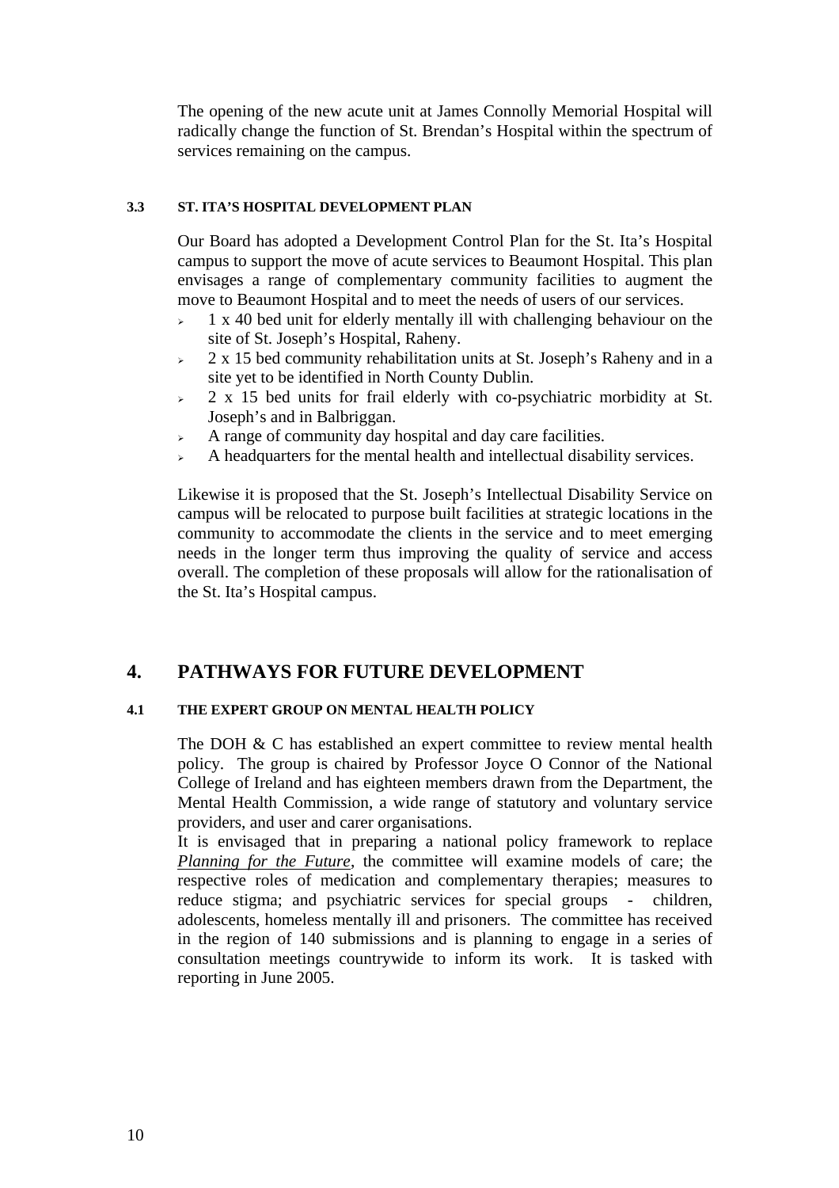The opening of the new acute unit at James Connolly Memorial Hospital will radically change the function of St. Brendan's Hospital within the spectrum of services remaining on the campus.

### 3.3 ST. ITA'S HOSPITAL DEVELOPMENT PLAN

Our Board has adopted a Development Control Plan for the St. Ita's Hospital campus to support the move of acute services to Beaumont Hospital. This plan envisages a range of complementary community facilities to augment the move to Beaumont Hospital and to meet the needs of users of our services.

- 1 x 40 bed unit for elderly mentally ill with challenging behaviour on the site of St. Joseph's Hospital, Raheny.
- 2 x 15 bed community rehabilitation units at St. Joseph's Raheny and in a site yet to be identified in North County Dublin.
- 2 x 15 bed units for frail elderly with co-psychiatric morbidity at St. Joseph's and in Balbriggan.
- A range of community day hospital and day care facilities.
- A headquarters for the mental health and intellectual disability services.

Likewise it is proposed that the St. Joseph's Intellectual Disability Service on campus will be relocated to purpose built facilities at strategic locations in the community to accommodate the clients in the service and to meet emerging needs in the longer term thus improving the quality of service and access overall. The completion of these proposals will allow for the rationalisation of the St. Ita's Hospital campus.

## 4. PATHWAYS FOR FUTURE DEVELOPMENT

### 4.1 THE EXPERT GROUP ON MENTAL HEALTH POLICY

The DOH & C has established an expert committee to review mental health policy. The group is chaired by Professor Joyce O Connor of the National College of Ireland and has eighteen members drawn from the Department, the Mental Health Commission, a wide range of statutory and voluntary service providers, and user and carer organisations.

It is envisaged that in preparing a national policy framework to replace *Planning for the Future*, the committee will examine models of care; the respective roles of medication and complementary therapies; measures to reduce stigma; and psychiatric services for special groups - children, adolescents, homeless mentally ill and prisoners. The committee has received in the region of 140 submissions and is planning to engage in a series of consultation meetings countrywide to inform its work. It is tasked with reporting in June 2005.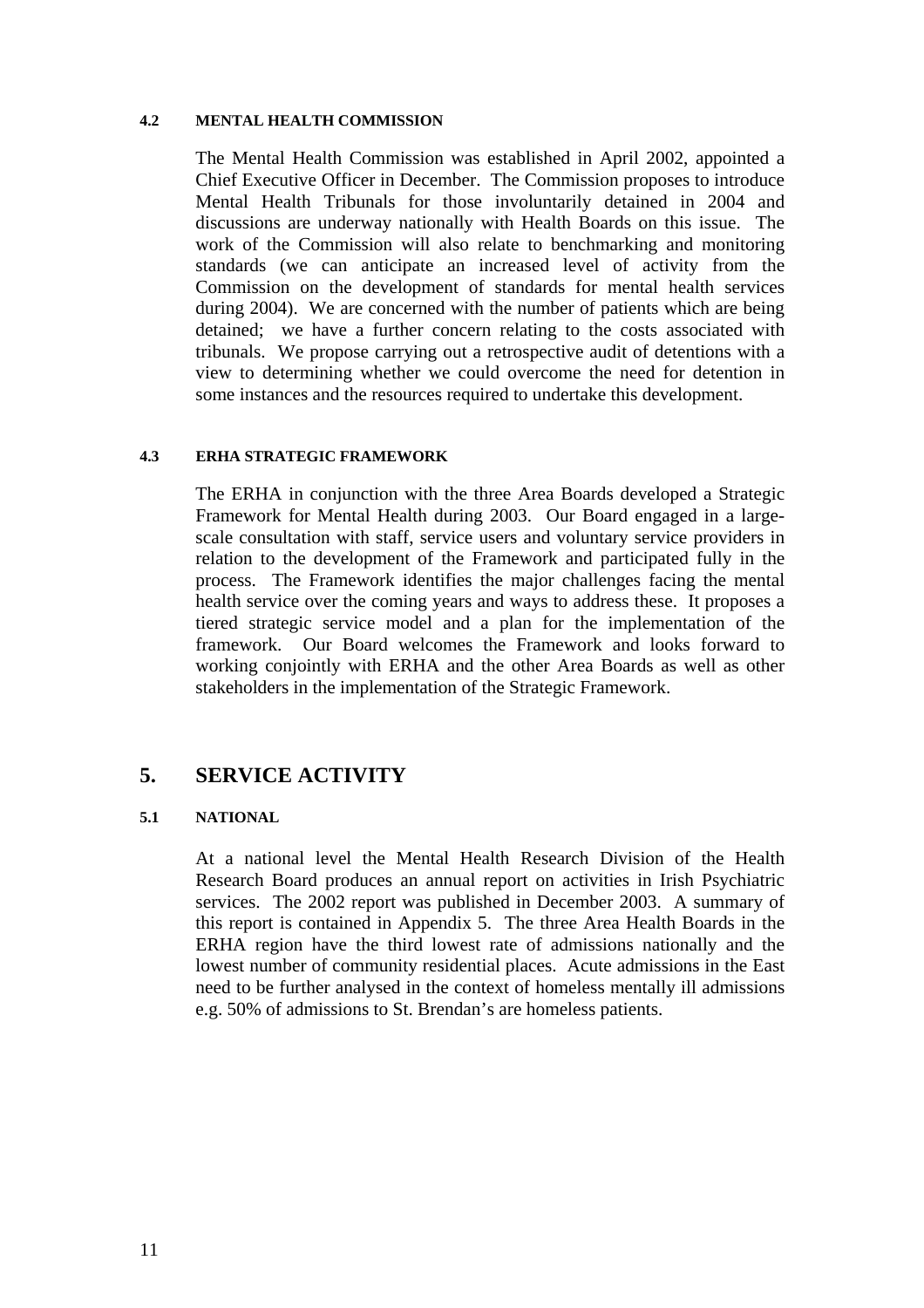#### 4.2 MENTAL HEALTH COMMISSION

The Mental Health Commission was established in April 2002, appointed a Chief Executive Officer in December. The Commission proposes to introduce Mental Health Tribunals for those involuntarily detained in 2004 and discussions are underway nationally with Health Boards on this issue. The work of the Commission will also relate to benchmarking and monitoring standards (we can anticipate an increased level of activity from the Commission on the development of standards for mental health services during 2004). We are concerned with the number of patients which are being detained; we have a further concern relating to the costs associated with tribunals. We propose carrying out a retrospective audit of detentions with a view to determining whether we could overcome the need for detention in some instances and the resources required to undertake this development.

#### 4.3 ERHA STRATEGIC FRAMEWORK

The ERHA in conjunction with the three Area Boards developed a Strategic Framework for Mental Health during 2003. Our Board engaged in a large-scale consultation with staff, service users and voluntary service providers in relation to the development of the Framework and participated fully in the process. The Framework identifies the major challenges facing the mental health service over the coming years and ways to address these. It proposes a tiered strategic service model and a plan for the implementation of the framework. Our Board welcomes the Framework and looks forward to working conjointly with ERHA and the other Area Boards as well as other stakeholders in the implementation of the Strategic Framework.

## 5. SERVICE ACTIVITY

#### 5.1 NATIONAL

At a national level the Mental Health Research Division of the Health Research Board produces an annual report on activities in Irish Psychiatric services. The 2002 report was published in December 2003. A summary of this report is contained in Appendix 5. The three Area Health Boards in the ERHA region have the third lowest rate of admissions nationally and the lowest number of community residential places. Acute admissions in the East need to be further analysed in the context of homeless mentally ill admissions e.g. 50% of admissions to St. Brendan's are homeless patients.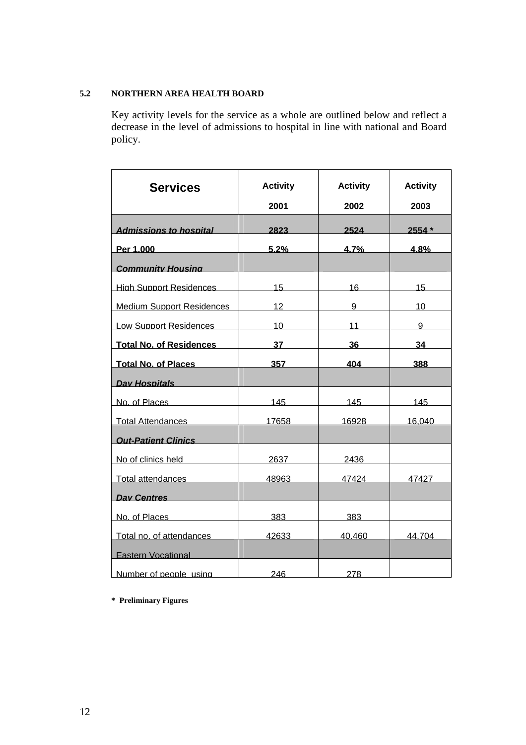## 5.2 NORTHERN AREA HEALTH BOARD

Key activity levels for the service as a whole are outlined below and reflect a decrease in the level of admissions to hospital in line with national and Board policy.

| Services | Activity 2001 | Activity 2002 | Activity 2003 |
|---|---|---|---|
| ***Admissions to hospital*** | **2823** | **2524** | **2554 \*** |
| **Per 1,000** | **5.2%** | **4.7%** | **4.8%** |
| ***Community Housing*** | | | |
| High Support Residences | 15 | 16 | 15 |
| Medium Support Residences | 12 | 9 | 10 |
| Low Support Residences | 10 | 11 | 9 |
| **Total No. of Residences** | **37** | **36** | **34** |
| **Total No. of Places** | **357** | **404** | **388** |
| ***Day Hospitals*** | | | |
| No. of Places | 145 | 145 | 145 |
| Total Attendances | 17658 | 16928 | 16,040 |
| ***Out-Patient Clinics*** | | | |
| No of clinics held | 2637 | 2436 | |
| Total attendances | 48963 | 47424 | 47427 |
| ***Day Centres*** | | | |
| No. of Places | 383 | 383 | |
| Total no. of attendances | 42633 | 40,460 | 44,704 |
| Eastern Vocational | | | |
| Number of people using | 246 | 278 | |

**\* Preliminary Figures**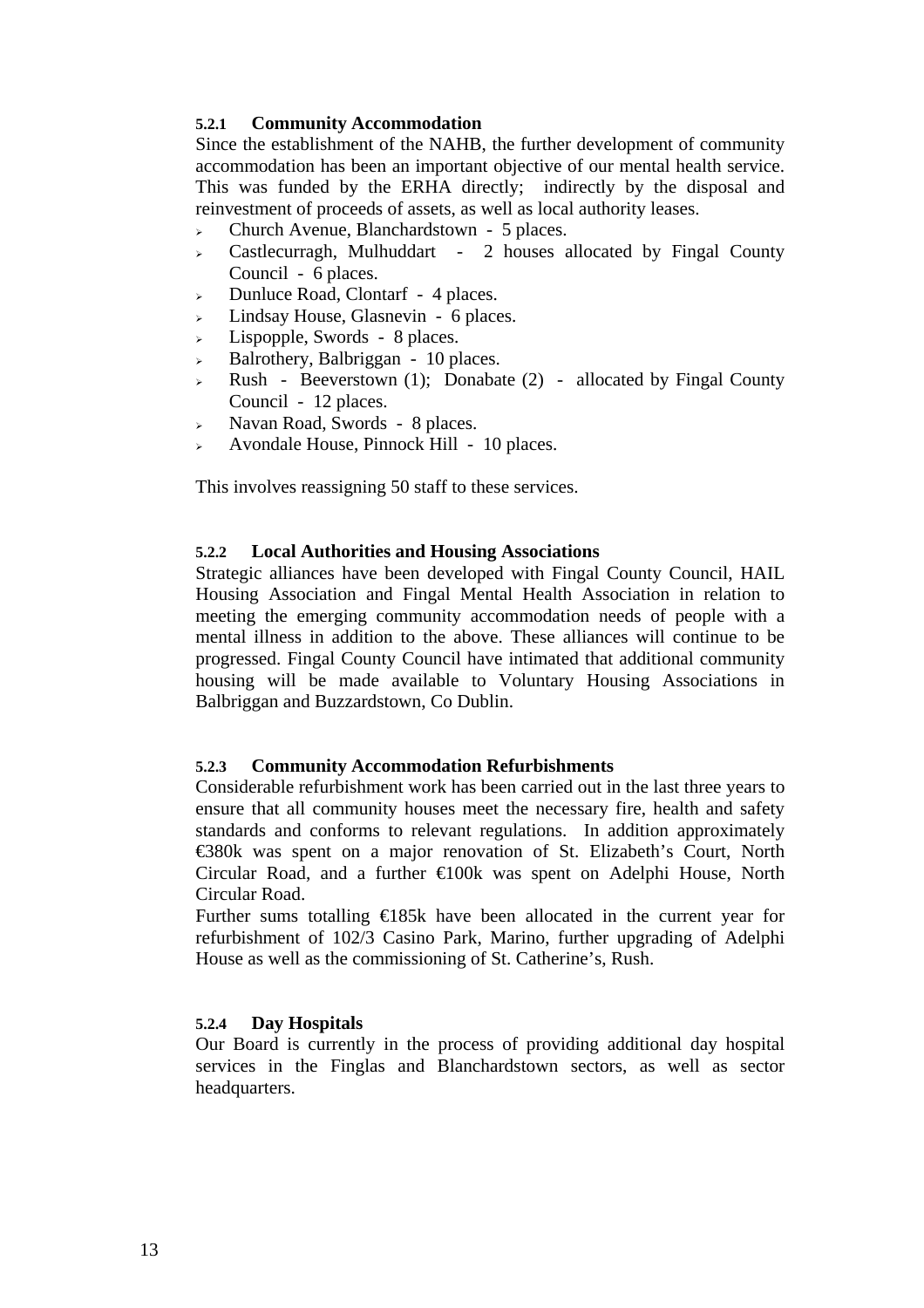#### 5.2.1 Community Accommodation

Since the establishment of the NAHB, the further development of community accommodation has been an important objective of our mental health service. This was funded by the ERHA directly; indirectly by the disposal and reinvestment of proceeds of assets, as well as local authority leases.

- Church Avenue, Blanchardstown - 5 places.
- Castlecurragh, Mulhuddart - 2 houses allocated by Fingal County Council - 6 places.
- Dunluce Road, Clontarf - 4 places.
- Lindsay House, Glasnevin - 6 places.
- Lispopple, Swords - 8 places.
- Balrothery, Balbriggan - 10 places.
- Rush - Beeverstown (1); Donabate (2) - allocated by Fingal County Council - 12 places.
- Navan Road, Swords - 8 places.
- Avondale House, Pinnock Hill - 10 places.

This involves reassigning 50 staff to these services.

#### 5.2.2 Local Authorities and Housing Associations

Strategic alliances have been developed with Fingal County Council, HAIL Housing Association and Fingal Mental Health Association in relation to meeting the emerging community accommodation needs of people with a mental illness in addition to the above. These alliances will continue to be progressed. Fingal County Council have intimated that additional community housing will be made available to Voluntary Housing Associations in Balbriggan and Buzzardstown, Co Dublin.

#### 5.2.3 Community Accommodation Refurbishments

Considerable refurbishment work has been carried out in the last three years to ensure that all community houses meet the necessary fire, health and safety standards and conforms to relevant regulations. In addition approximately €380k was spent on a major renovation of St. Elizabeth's Court, North Circular Road, and a further €100k was spent on Adelphi House, North Circular Road.

Further sums totalling €185k have been allocated in the current year for refurbishment of 102/3 Casino Park, Marino, further upgrading of Adelphi House as well as the commissioning of St. Catherine's, Rush.

#### 5.2.4 Day Hospitals

Our Board is currently in the process of providing additional day hospital services in the Finglas and Blanchardstown sectors, as well as sector headquarters.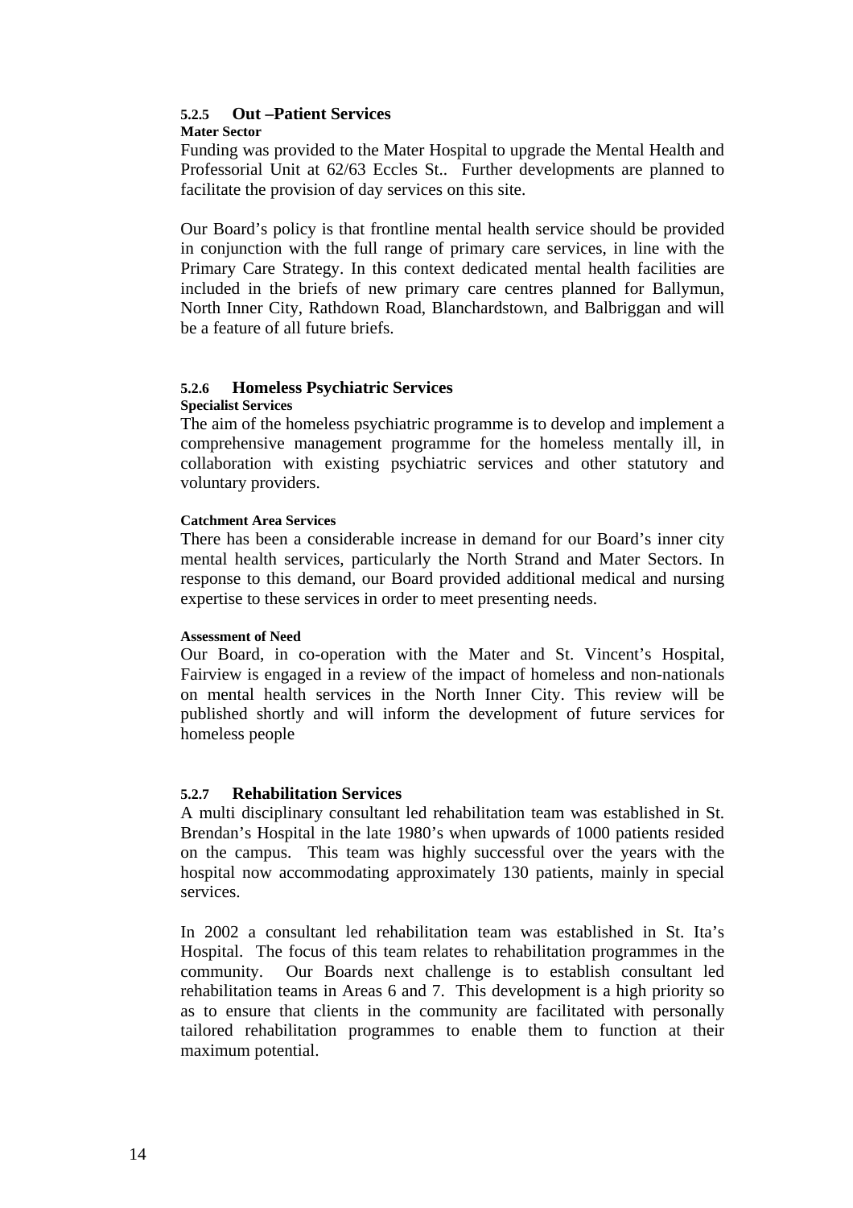### 5.2.5 Out –Patient Services

**Mater Sector**

Funding was provided to the Mater Hospital to upgrade the Mental Health and Professorial Unit at 62/63 Eccles St.. Further developments are planned to facilitate the provision of day services on this site.

Our Board's policy is that frontline mental health service should be provided in conjunction with the full range of primary care services, in line with the Primary Care Strategy. In this context dedicated mental health facilities are included in the briefs of new primary care centres planned for Ballymun, North Inner City, Rathdown Road, Blanchardstown, and Balbriggan and will be a feature of all future briefs.

### 5.2.6 Homeless Psychiatric Services

**Specialist Services**

The aim of the homeless psychiatric programme is to develop and implement a comprehensive management programme for the homeless mentally ill, in collaboration with existing psychiatric services and other statutory and voluntary providers.

**Catchment Area Services**

There has been a considerable increase in demand for our Board's inner city mental health services, particularly the North Strand and Mater Sectors. In response to this demand, our Board provided additional medical and nursing expertise to these services in order to meet presenting needs.

**Assessment of Need**

Our Board, in co-operation with the Mater and St. Vincent's Hospital, Fairview is engaged in a review of the impact of homeless and non-nationals on mental health services in the North Inner City. This review will be published shortly and will inform the development of future services for homeless people

### 5.2.7 Rehabilitation Services

A multi disciplinary consultant led rehabilitation team was established in St. Brendan's Hospital in the late 1980's when upwards of 1000 patients resided on the campus. This team was highly successful over the years with the hospital now accommodating approximately 130 patients, mainly in special services.

In 2002 a consultant led rehabilitation team was established in St. Ita's Hospital. The focus of this team relates to rehabilitation programmes in the community. Our Boards next challenge is to establish consultant led rehabilitation teams in Areas 6 and 7. This development is a high priority so as to ensure that clients in the community are facilitated with personally tailored rehabilitation programmes to enable them to function at their maximum potential.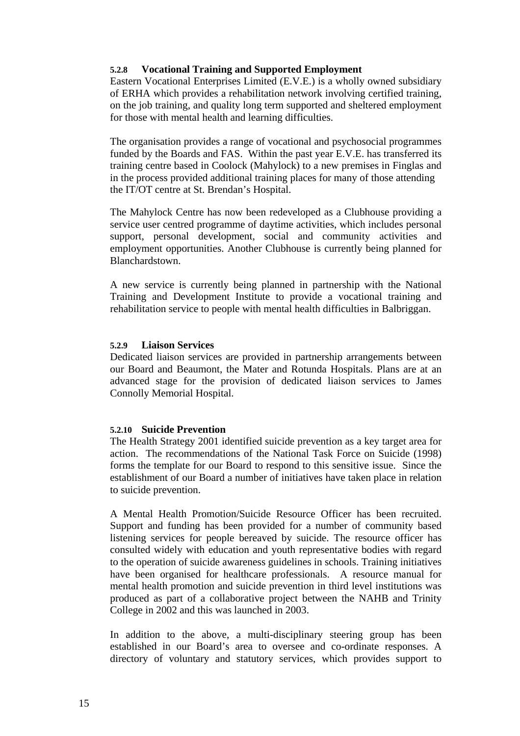#### 5.2.8 Vocational Training and Supported Employment

Eastern Vocational Enterprises Limited (E.V.E.) is a wholly owned subsidiary of ERHA which provides a rehabilitation network involving certified training, on the job training, and quality long term supported and sheltered employment for those with mental health and learning difficulties.

The organisation provides a range of vocational and psychosocial programmes funded by the Boards and FAS. Within the past year E.V.E. has transferred its training centre based in Coolock (Mahylock) to a new premises in Finglas and in the process provided additional training places for many of those attending the IT/OT centre at St. Brendan's Hospital.

The Mahylock Centre has now been redeveloped as a Clubhouse providing a service user centred programme of daytime activities, which includes personal support, personal development, social and community activities and employment opportunities. Another Clubhouse is currently being planned for Blanchardstown.

A new service is currently being planned in partnership with the National Training and Development Institute to provide a vocational training and rehabilitation service to people with mental health difficulties in Balbriggan.

#### 5.2.9 Liaison Services

Dedicated liaison services are provided in partnership arrangements between our Board and Beaumont, the Mater and Rotunda Hospitals. Plans are at an advanced stage for the provision of dedicated liaison services to James Connolly Memorial Hospital.

#### 5.2.10 Suicide Prevention

The Health Strategy 2001 identified suicide prevention as a key target area for action. The recommendations of the National Task Force on Suicide (1998) forms the template for our Board to respond to this sensitive issue. Since the establishment of our Board a number of initiatives have taken place in relation to suicide prevention.

A Mental Health Promotion/Suicide Resource Officer has been recruited. Support and funding has been provided for a number of community based listening services for people bereaved by suicide. The resource officer has consulted widely with education and youth representative bodies with regard to the operation of suicide awareness guidelines in schools. Training initiatives have been organised for healthcare professionals. A resource manual for mental health promotion and suicide prevention in third level institutions was produced as part of a collaborative project between the NAHB and Trinity College in 2002 and this was launched in 2003.

In addition to the above, a multi-disciplinary steering group has been established in our Board's area to oversee and co-ordinate responses. A directory of voluntary and statutory services, which provides support to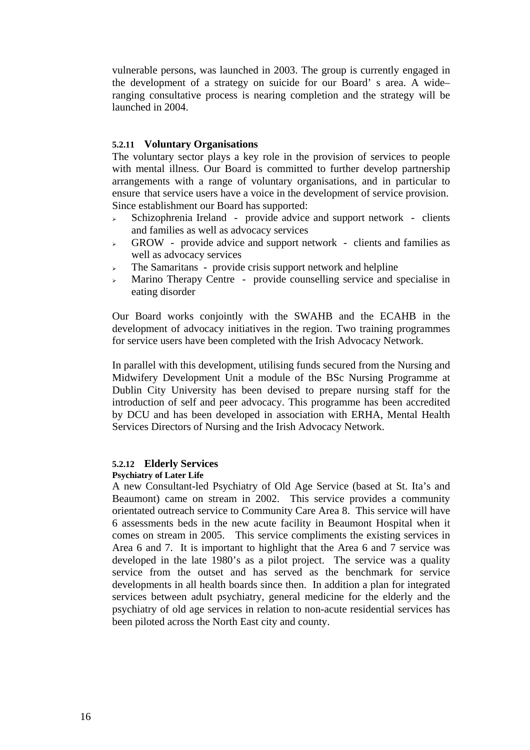vulnerable persons, was launched in 2003. The group is currently engaged in the development of a strategy on suicide for our Board' s area. A wide–ranging consultative process is nearing completion and the strategy will be launched in 2004.

#### 5.2.11 Voluntary Organisations

The voluntary sector plays a key role in the provision of services to people with mental illness. Our Board is committed to further develop partnership arrangements with a range of voluntary organisations, and in particular to ensure that service users have a voice in the development of service provision. Since establishment our Board has supported:

- Schizophrenia Ireland - provide advice and support network - clients and families as well as advocacy services
- GROW - provide advice and support network - clients and families as well as advocacy services
- The Samaritans - provide crisis support network and helpline
- Marino Therapy Centre - provide counselling service and specialise in eating disorder

Our Board works conjointly with the SWAHB and the ECAHB in the development of advocacy initiatives in the region. Two training programmes for service users have been completed with the Irish Advocacy Network.

In parallel with this development, utilising funds secured from the Nursing and Midwifery Development Unit a module of the BSc Nursing Programme at Dublin City University has been devised to prepare nursing staff for the introduction of self and peer advocacy. This programme has been accredited by DCU and has been developed in association with ERHA, Mental Health Services Directors of Nursing and the Irish Advocacy Network.

#### 5.2.12 Elderly Services

**Psychiatry of Later Life**

A new Consultant-led Psychiatry of Old Age Service (based at St. Ita's and Beaumont) came on stream in 2002. This service provides a community orientated outreach service to Community Care Area 8. This service will have 6 assessments beds in the new acute facility in Beaumont Hospital when it comes on stream in 2005. This service compliments the existing services in Area 6 and 7. It is important to highlight that the Area 6 and 7 service was developed in the late 1980's as a pilot project. The service was a quality service from the outset and has served as the benchmark for service developments in all health boards since then. In addition a plan for integrated services between adult psychiatry, general medicine for the elderly and the psychiatry of old age services in relation to non-acute residential services has been piloted across the North East city and county.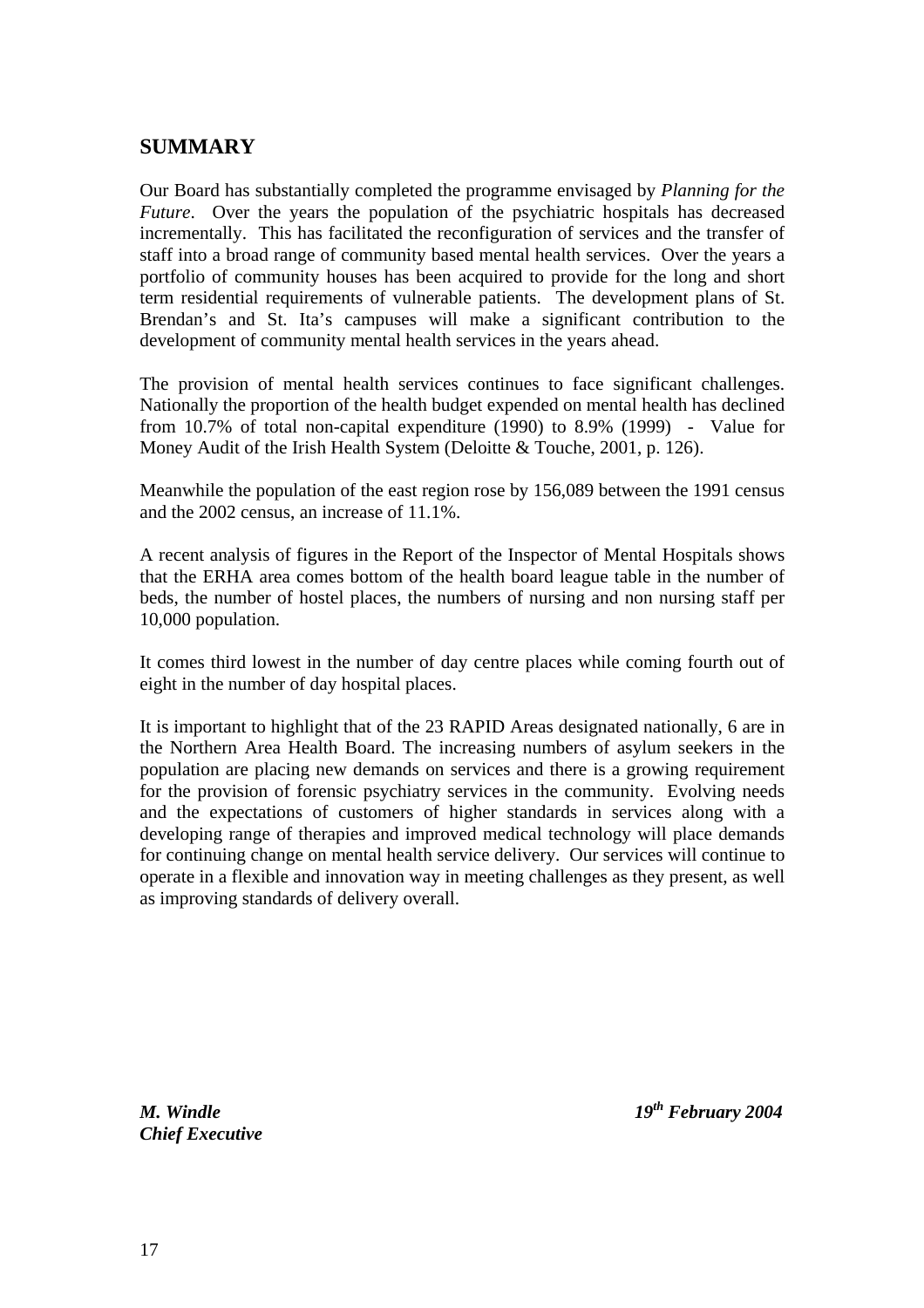## SUMMARY

Our Board has substantially completed the programme envisaged by *Planning for the Future*. Over the years the population of the psychiatric hospitals has decreased incrementally. This has facilitated the reconfiguration of services and the transfer of staff into a broad range of community based mental health services. Over the years a portfolio of community houses has been acquired to provide for the long and short term residential requirements of vulnerable patients. The development plans of St. Brendan's and St. Ita's campuses will make a significant contribution to the development of community mental health services in the years ahead.

The provision of mental health services continues to face significant challenges. Nationally the proportion of the health budget expended on mental health has declined from 10.7% of total non-capital expenditure (1990) to 8.9% (1999) - Value for Money Audit of the Irish Health System (Deloitte & Touche, 2001, p. 126).

Meanwhile the population of the east region rose by 156,089 between the 1991 census and the 2002 census, an increase of 11.1%.

A recent analysis of figures in the Report of the Inspector of Mental Hospitals shows that the ERHA area comes bottom of the health board league table in the number of beds, the number of hostel places, the numbers of nursing and non nursing staff per 10,000 population.

It comes third lowest in the number of day centre places while coming fourth out of eight in the number of day hospital places.

It is important to highlight that of the 23 RAPID Areas designated nationally, 6 are in the Northern Area Health Board. The increasing numbers of asylum seekers in the population are placing new demands on services and there is a growing requirement for the provision of forensic psychiatry services in the community. Evolving needs and the expectations of customers of higher standards in services along with a developing range of therapies and improved medical technology will place demands for continuing change on mental health service delivery. Our services will continue to operate in a flexible and innovation way in meeting challenges as they present, as well as improving standards of delivery overall.

***M. Windle***
***Chief Executive***

***19th February 2004***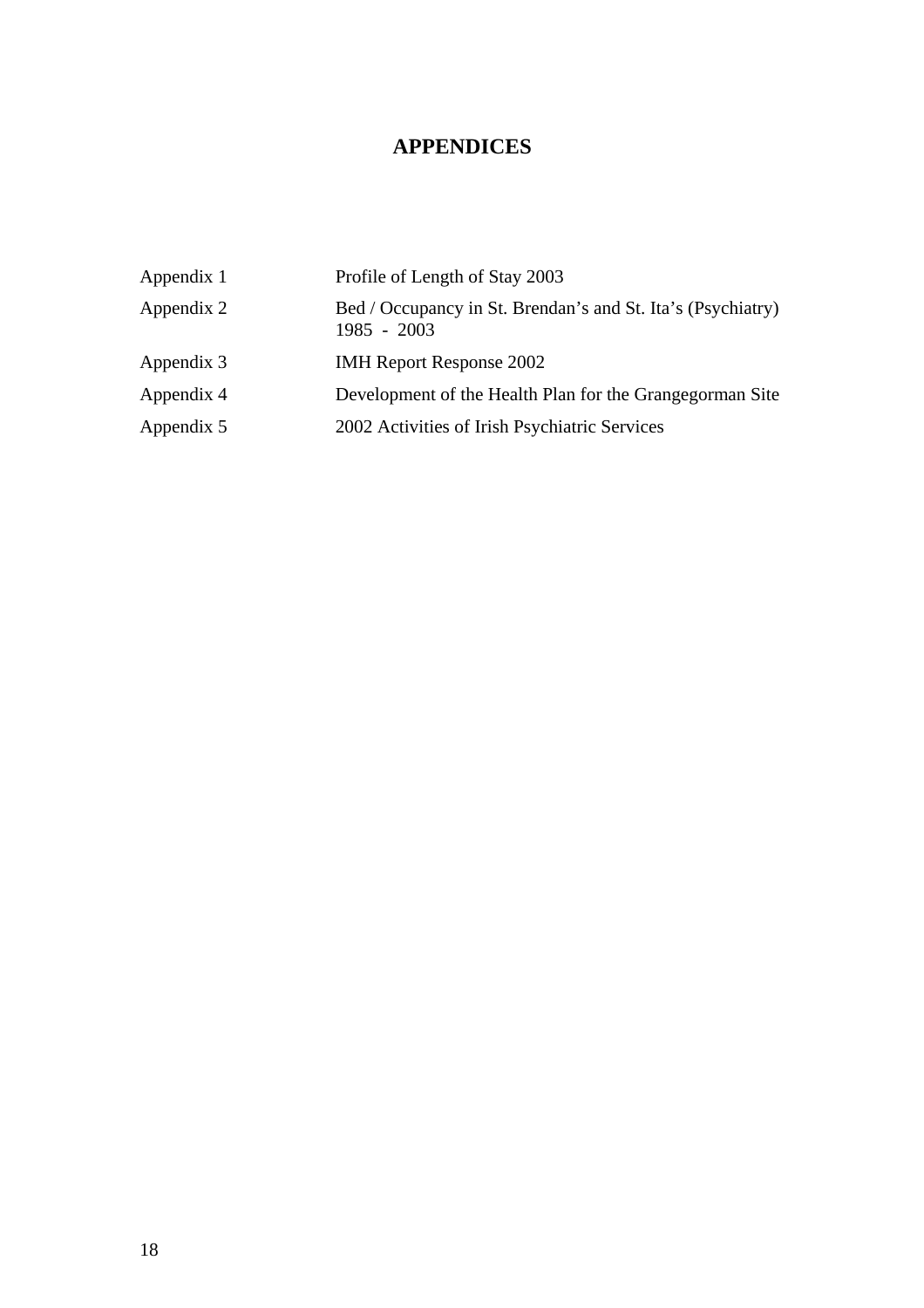# APPENDICES

| | |
|---|---|
| Appendix 1 | Profile of Length of Stay 2003 |
| Appendix 2 | Bed / Occupancy in St. Brendan's and St. Ita's (Psychiatry) 1985 - 2003 |
| Appendix 3 | IMH Report Response 2002 |
| Appendix 4 | Development of the Health Plan for the Grangegorman Site |
| Appendix 5 | 2002 Activities of Irish Psychiatric Services |